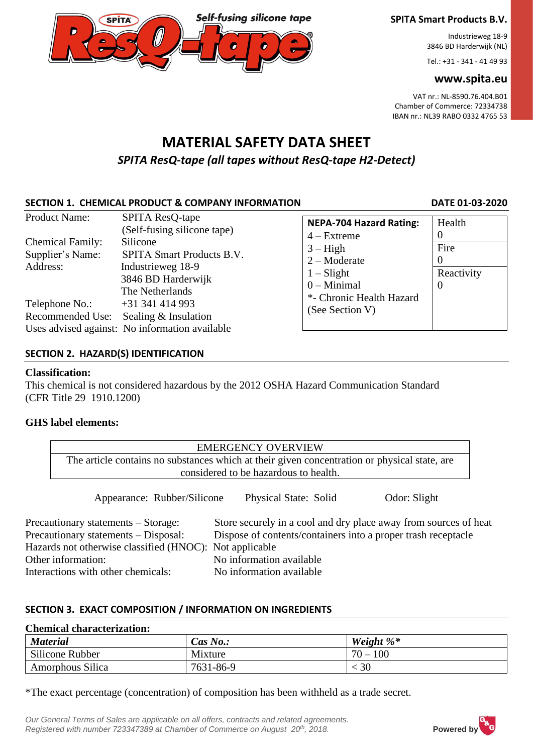SPITA Smart Products B.V.

Industrieweg 18-9
3846 BD Harderwijk (NL)

Tel.: +31 - 341 - 41 49 93

www.spita.eu

VAT nr.: NL-8590.76.404.B01
Chamber of Commerce: 72334738
IBAN nr.: NL39 RABO 0332 4765 53

# MATERIAL SAFETY DATA SHEET

## *SPITA ResQ-tape (all tapes without ResQ-tape H2-Detect)*

## SECTION 1. CHEMICAL PRODUCT & COMPANY INFORMATION

**DATE 01-03-2020**

Product Name: SPITA ResQ-tape (Self-fusing silicone tape)
Chemical Family: Silicone
Supplier's Name: SPITA Smart Products B.V.
Address: Industrieweg 18-9
3846 BD Harderwijk
The Netherlands
Telephone No.: +31 341 414 993
Recommended Use: Sealing & Insulation
Uses advised against: No information available

| NEPA-704 Hazard Rating: | |
|---|---|
| 4 – Extreme<br>3 – High<br>2 – Moderate<br>1 – Slight<br>0 – Minimal<br>*- Chronic Health Hazard (See Section V) | Health<br>0 |
| | Fire<br>0 |
| | Reactivity<br>0 |

## SECTION 2. HAZARD(S) IDENTIFICATION

**Classification:**
This chemical is not considered hazardous by the 2012 OSHA Hazard Communication Standard (CFR Title 29 1910.1200)

**GHS label elements:**

| EMERGENCY OVERVIEW |
|---|
| The article contains no substances which at their given concentration or physical state, are considered to be hazardous to health. |

Appearance: Rubber/Silicone Physical State: Solid Odor: Slight

Precautionary statements – Storage: Store securely in a cool and dry place away from sources of heat
Precautionary statements – Disposal: Dispose of contents/containers into a proper trash receptacle
Hazards not otherwise classified (HNOC): Not applicable
Other information: No information available
Interactions with other chemicals: No information available

## SECTION 3. EXACT COMPOSITION / INFORMATION ON INGREDIENTS

**Chemical characterization:**

| *Material* | *Cas No.:* | *Weight %** |
|---|---|---|
| Silicone Rubber | Mixture | 70 – 100 |
| Amorphous Silica | 7631-86-9 | < 30 |

*The exact percentage (concentration) of composition has been withheld as a trade secret.

*Our General Terms of Sales are applicable on all offers, contracts and related agreements.*
*Registered with number 723347389 at Chamber of Commerce on August 20th, 2018.*

Powered by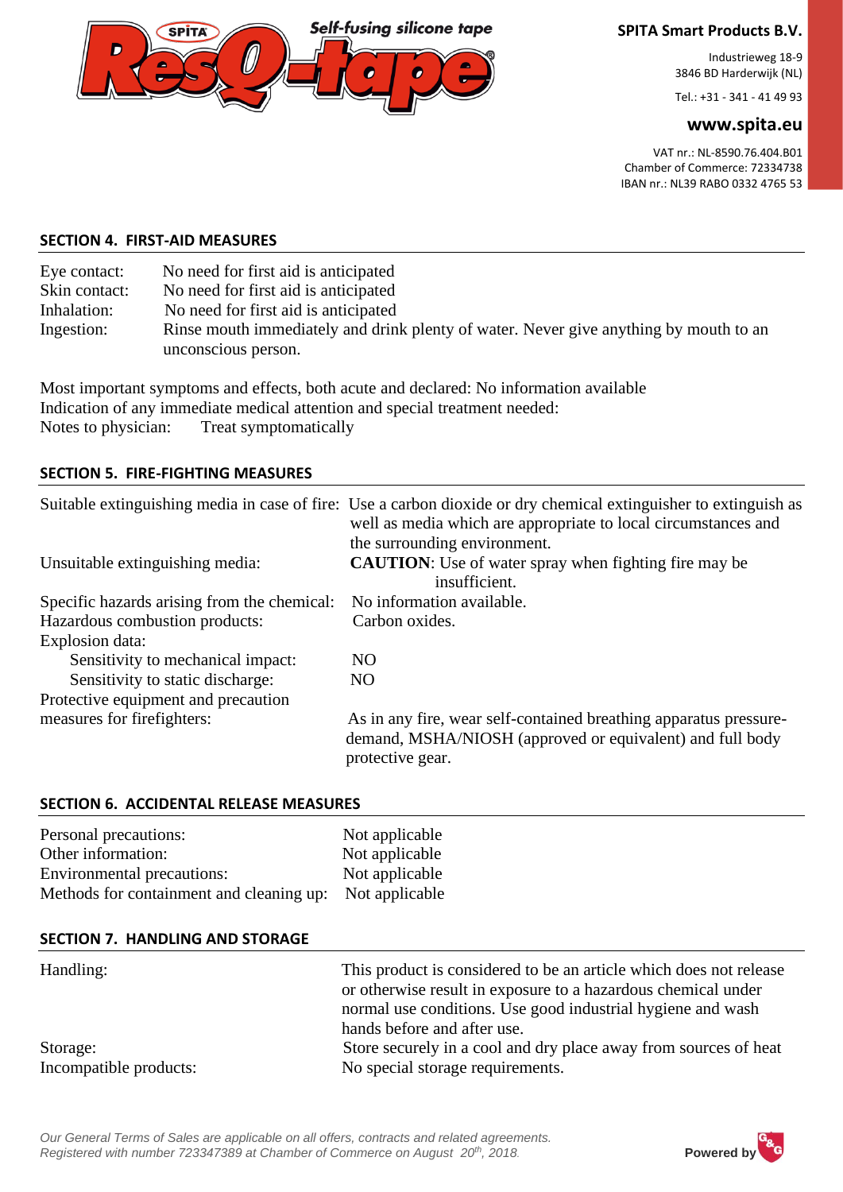## SECTION 4. FIRST-AID MEASURES

| | |
|---|---|
| Eye contact: | No need for first aid is anticipated |
| Skin contact: | No need for first aid is anticipated |
| Inhalation: | No need for first aid is anticipated |
| Ingestion: | Rinse mouth immediately and drink plenty of water. Never give anything by mouth to an unconscious person. |

Most important symptoms and effects, both acute and declared: No information available
Indication of any immediate medical attention and special treatment needed:
Notes to physician: Treat symptomatically

## SECTION 5. FIRE-FIGHTING MEASURES

| | |
|---|---|
| Suitable extinguishing media in case of fire: | Use a carbon dioxide or dry chemical extinguisher to extinguish as well as media which are appropriate to local circumstances and the surrounding environment. |
| Unsuitable extinguishing media: | **CAUTION**: Use of water spray when fighting fire may be insufficient. |
| Specific hazards arising from the chemical: | No information available. |
| Hazardous combustion products: | Carbon oxides. |
| Explosion data: | |
| Sensitivity to mechanical impact: | NO |
| Sensitivity to static discharge: | NO |
| Protective equipment and precaution measures for firefighters: | As in any fire, wear self-contained breathing apparatus pressure-demand, MSHA/NIOSH (approved or equivalent) and full body protective gear. |

## SECTION 6. ACCIDENTAL RELEASE MEASURES

| | |
|---|---|
| Personal precautions: | Not applicable |
| Other information: | Not applicable |
| Environmental precautions: | Not applicable |
| Methods for containment and cleaning up: | Not applicable |

## SECTION 7. HANDLING AND STORAGE

| | |
|---|---|
| Handling: | This product is considered to be an article which does not release or otherwise result in exposure to a hazardous chemical under normal use conditions. Use good industrial hygiene and wash hands before and after use. |
| Storage: | Store securely in a cool and dry place away from sources of heat |
| Incompatible products: | No special storage requirements. |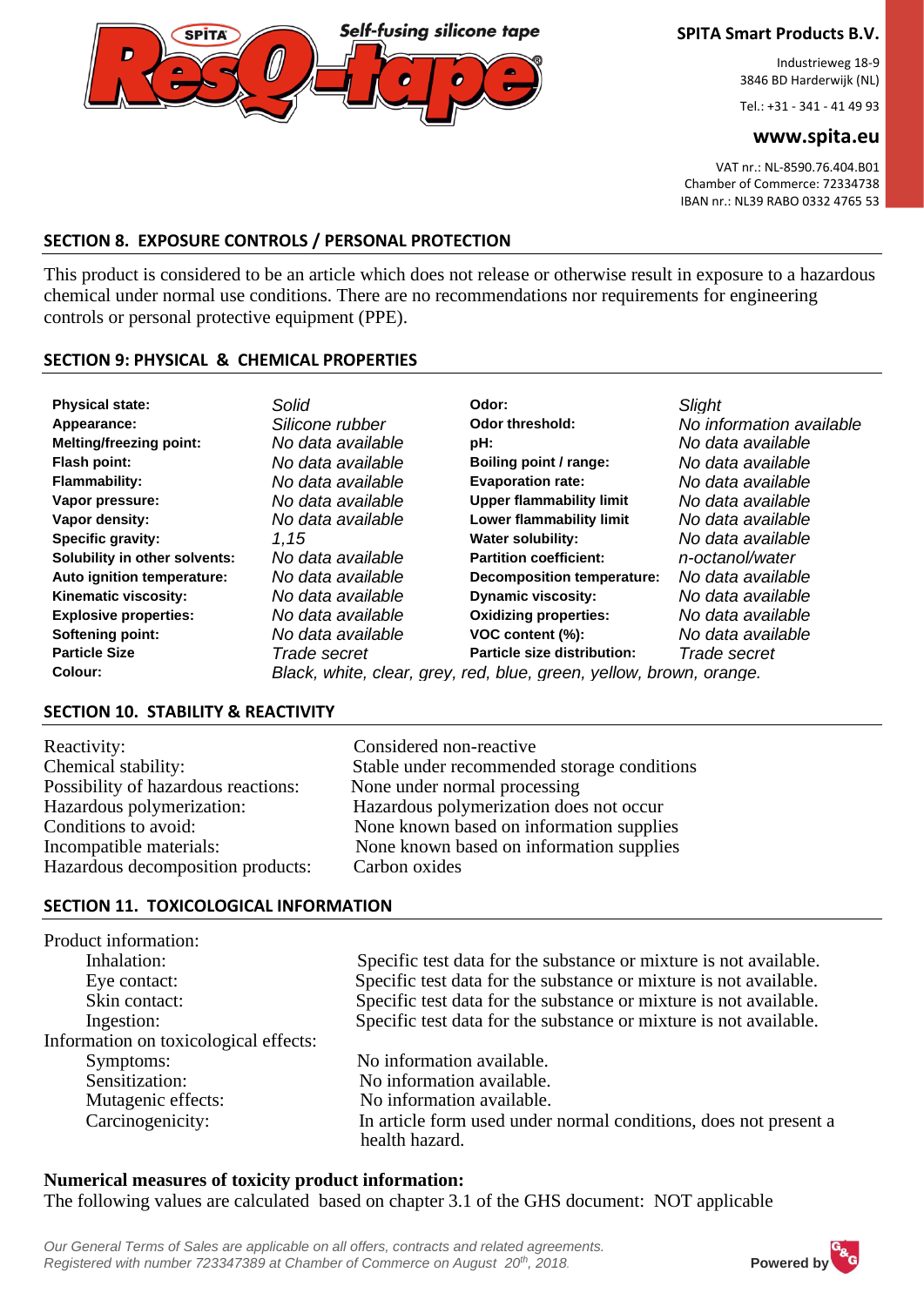## SECTION 8. EXPOSURE CONTROLS / PERSONAL PROTECTION

This product is considered to be an article which does not release or otherwise result in exposure to a hazardous chemical under normal use conditions. There are no recommendations nor requirements for engineering controls or personal protective equipment (PPE).

## SECTION 9: PHYSICAL & CHEMICAL PROPERTIES

| | | | |
|---|---|---|---|
| **Physical state:** | *Solid* | **Odor:** | *Slight* |
| **Appearance:** | *Silicone rubber* | **Odor threshold:** | *No information available* |
| **Melting/freezing point:** | *No data available* | **pH:** | *No data available* |
| **Flash point:** | *No data available* | **Boiling point / range:** | *No data available* |
| **Flammability:** | *No data available* | **Evaporation rate:** | *No data available* |
| **Vapor pressure:** | *No data available* | **Upper flammability limit** | *No data available* |
| **Vapor density:** | *No data available* | **Lower flammability limit** | *No data available* |
| **Specific gravity:** | *1,15* | **Water solubility:** | *No data available* |
| **Solubility in other solvents:** | *No data available* | **Partition coefficient:** | *n-octanol/water* |
| **Auto ignition temperature:** | *No data available* | **Decomposition temperature:** | *No data available* |
| **Kinematic viscosity:** | *No data available* | **Dynamic viscosity:** | *No data available* |
| **Explosive properties:** | *No data available* | **Oxidizing properties:** | *No data available* |
| **Softening point:** | *No data available* | **VOC content (%):** | *No data available* |
| **Particle Size** | *Trade secret* | **Particle size distribution:** | *Trade secret* |
| **Colour:** | *Black, white, clear, grey, red, blue, green, yellow, brown, orange.* | | |

## SECTION 10. STABILITY & REACTIVITY

| | |
|---|---|
| Reactivity: | Considered non-reactive |
| Chemical stability: | Stable under recommended storage conditions |
| Possibility of hazardous reactions: | None under normal processing |
| Hazardous polymerization: | Hazardous polymerization does not occur |
| Conditions to avoid: | None known based on information supplies |
| Incompatible materials: | None known based on information supplies |
| Hazardous decomposition products: | Carbon oxides |

## SECTION 11. TOXICOLOGICAL INFORMATION

Product information:

| | |
|---|---|
| Inhalation: | Specific test data for the substance or mixture is not available. |
| Eye contact: | Specific test data for the substance or mixture is not available. |
| Skin contact: | Specific test data for the substance or mixture is not available. |
| Ingestion: | Specific test data for the substance or mixture is not available. |

Information on toxicological effects:

| | |
|---|---|
| Symptoms: | No information available. |
| Sensitization: | No information available. |
| Mutagenic effects: | No information available. |
| Carcinogenicity: | In article form used under normal conditions, does not present a health hazard. |

**Numerical measures of toxicity product information:**

The following values are calculated based on chapter 3.1 of the GHS document: NOT applicable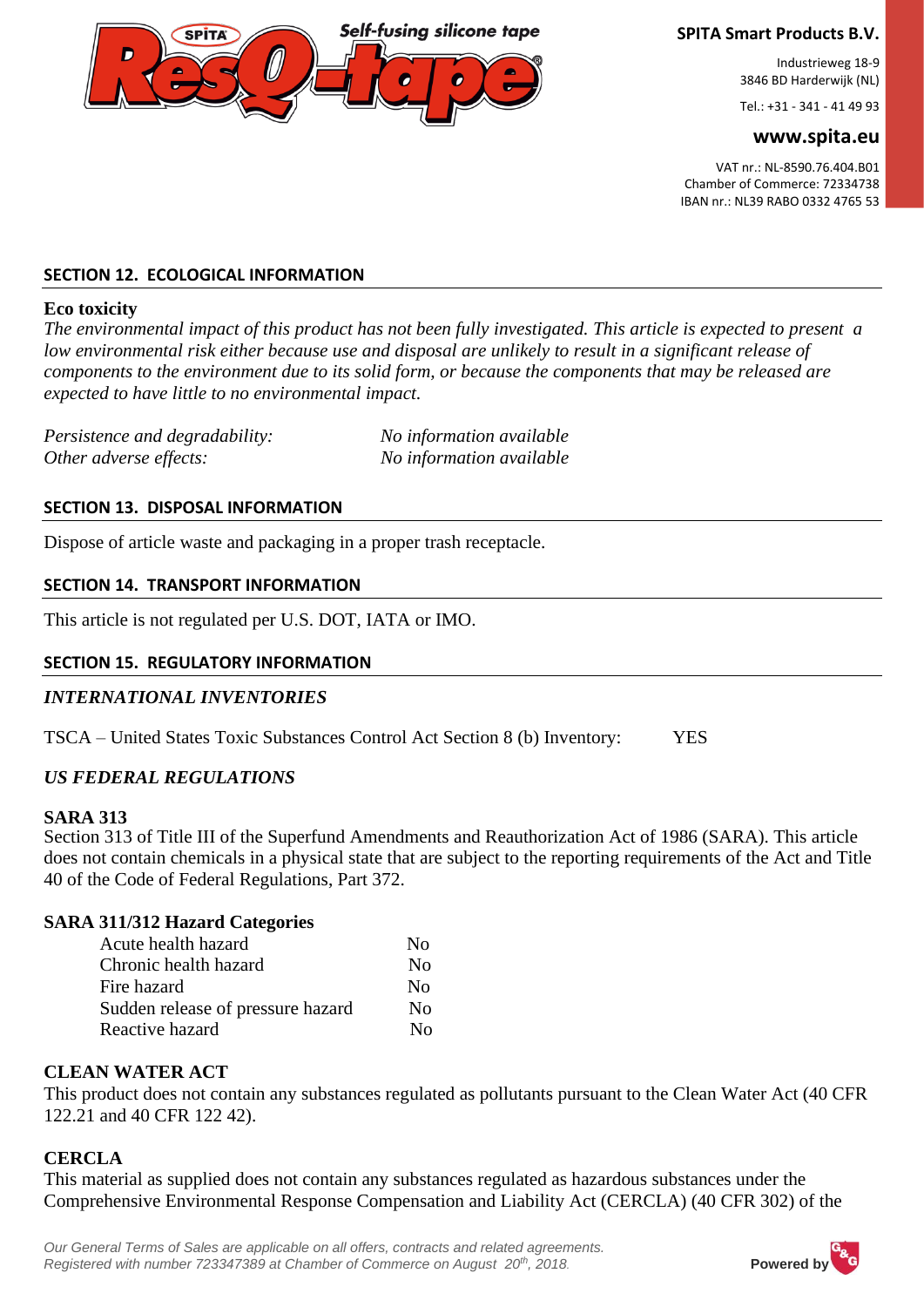## SECTION 12. ECOLOGICAL INFORMATION

**Eco toxicity**

*The environmental impact of this product has not been fully investigated. This article is expected to present a low environmental risk either because use and disposal are unlikely to result in a significant release of components to the environment due to its solid form, or because the components that may be released are expected to have little to no environmental impact.*

| | |
|---|---|
| *Persistence and degradability:* | *No information available* |
| *Other adverse effects:* | *No information available* |

## SECTION 13. DISPOSAL INFORMATION

Dispose of article waste and packaging in a proper trash receptacle.

## SECTION 14. TRANSPORT INFORMATION

This article is not regulated per U.S. DOT, IATA or IMO.

## SECTION 15. REGULATORY INFORMATION

### *INTERNATIONAL INVENTORIES*

TSCA – United States Toxic Substances Control Act Section 8 (b) Inventory: YES

### *US FEDERAL REGULATIONS*

**SARA 313**

Section 313 of Title III of the Superfund Amendments and Reauthorization Act of 1986 (SARA). This article does not contain chemicals in a physical state that are subject to the reporting requirements of the Act and Title 40 of the Code of Federal Regulations, Part 372.

**SARA 311/312 Hazard Categories**

| | |
|---|---|
| Acute health hazard | No |
| Chronic health hazard | No |
| Fire hazard | No |
| Sudden release of pressure hazard | No |
| Reactive hazard | No |

**CLEAN WATER ACT**

This product does not contain any substances regulated as pollutants pursuant to the Clean Water Act (40 CFR 122.21 and 40 CFR 122 42).

**CERCLA**

This material as supplied does not contain any substances regulated as hazardous substances under the Comprehensive Environmental Response Compensation and Liability Act (CERCLA) (40 CFR 302) of the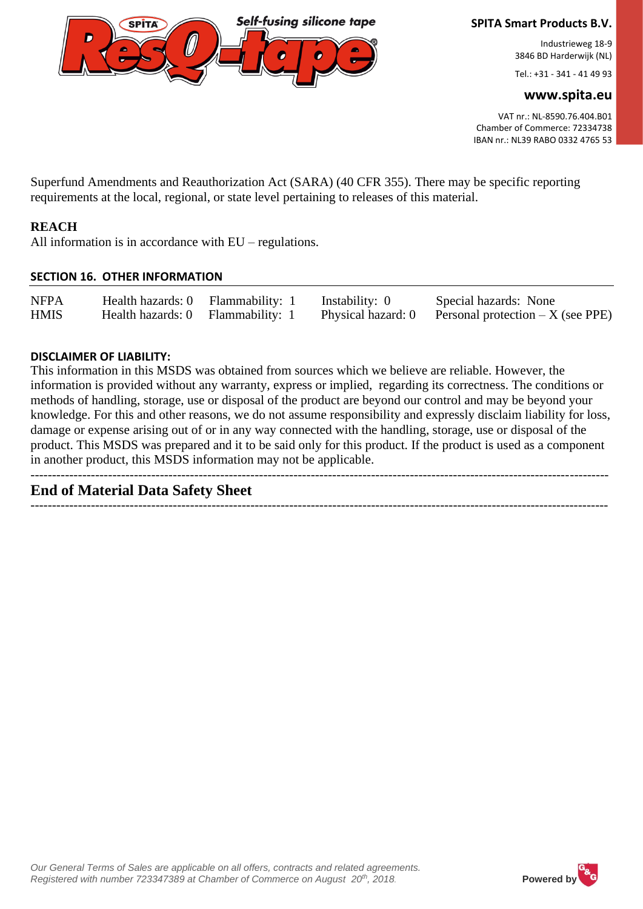Superfund Amendments and Reauthorization Act (SARA) (40 CFR 355). There may be specific reporting requirements at the local, regional, or state level pertaining to releases of this material.

**REACH**

All information is in accordance with EU – regulations.

## SECTION 16. OTHER INFORMATION

| | | | | |
|---|---|---|---|---|
| NFPA | Health hazards: 0 | Flammability: 1 | Instability: 0 | Special hazards: None |
| HMIS | Health hazards: 0 | Flammability: 1 | Physical hazard: 0 | Personal protection – X (see PPE) |

**DISCLAIMER OF LIABILITY:**

This information in this MSDS was obtained from sources which we believe are reliable. However, the information is provided without any warranty, express or implied, regarding its correctness. The conditions or methods of handling, storage, use or disposal of the product are beyond our control and may be beyond your knowledge. For this and other reasons, we do not assume responsibility and expressly disclaim liability for loss, damage or expense arising out of or in any way connected with the handling, storage, use or disposal of the product. This MSDS was prepared and it to be said only for this product. If the product is used as a component in another product, this MSDS information may not be applicable.

---

**End of Material Data Safety Sheet**

---